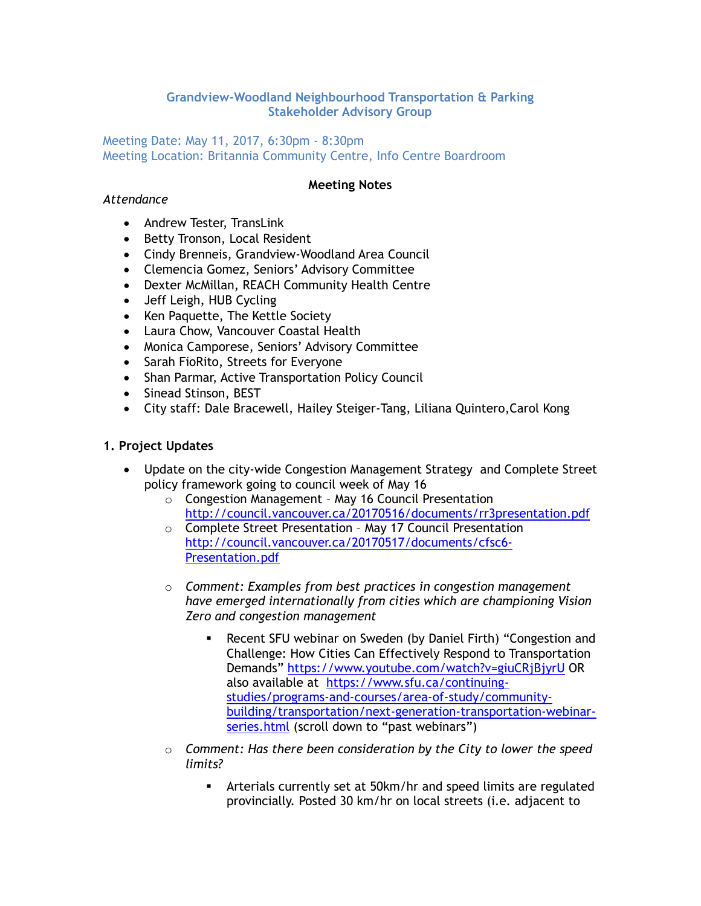# Grandview-Woodland Neighbourhood Transportation & Parking Stakeholder Advisory Group

Meeting Date: May 11, 2017, 6:30pm - 8:30pm
Meeting Location: Britannia Community Centre, Info Centre Boardroom

**Meeting Notes**

*Attendance*

- Andrew Tester, TransLink
- Betty Tronson, Local Resident
- Cindy Brenneis, Grandview-Woodland Area Council
- Clemencia Gomez, Seniors' Advisory Committee
- Dexter McMillan, REACH Community Health Centre
- Jeff Leigh, HUB Cycling
- Ken Paquette, The Kettle Society
- Laura Chow, Vancouver Coastal Health
- Monica Camporese, Seniors' Advisory Committee
- Sarah FioRito, Streets for Everyone
- Shan Parmar, Active Transportation Policy Council
- Sinead Stinson, BEST
- City staff: Dale Bracewell, Hailey Steiger-Tang, Liliana Quintero, Carol Kong

## 1. Project Updates

- Update on the city-wide Congestion Management Strategy and Complete Street policy framework going to council week of May 16
  - Congestion Management – May 16 Council Presentation http://council.vancouver.ca/20170516/documents/rr3presentation.pdf
  - Complete Street Presentation – May 17 Council Presentation http://council.vancouver.ca/20170517/documents/cfsc6-Presentation.pdf
  - *Comment: Examples from best practices in congestion management have emerged internationally from cities which are championing Vision Zero and congestion management*
    - Recent SFU webinar on Sweden (by Daniel Firth) "Congestion and Challenge: How Cities Can Effectively Respond to Transportation Demands" https://www.youtube.com/watch?v=giuCRjBjyrU OR also available at https://www.sfu.ca/continuing-studies/programs-and-courses/area-of-study/community-building/transportation/next-generation-transportation-webinar-series.html (scroll down to "past webinars")
  - *Comment: Has there been consideration by the City to lower the speed limits?*
    - Arterials currently set at 50km/hr and speed limits are regulated provincially. Posted 30 km/hr on local streets (i.e. adjacent to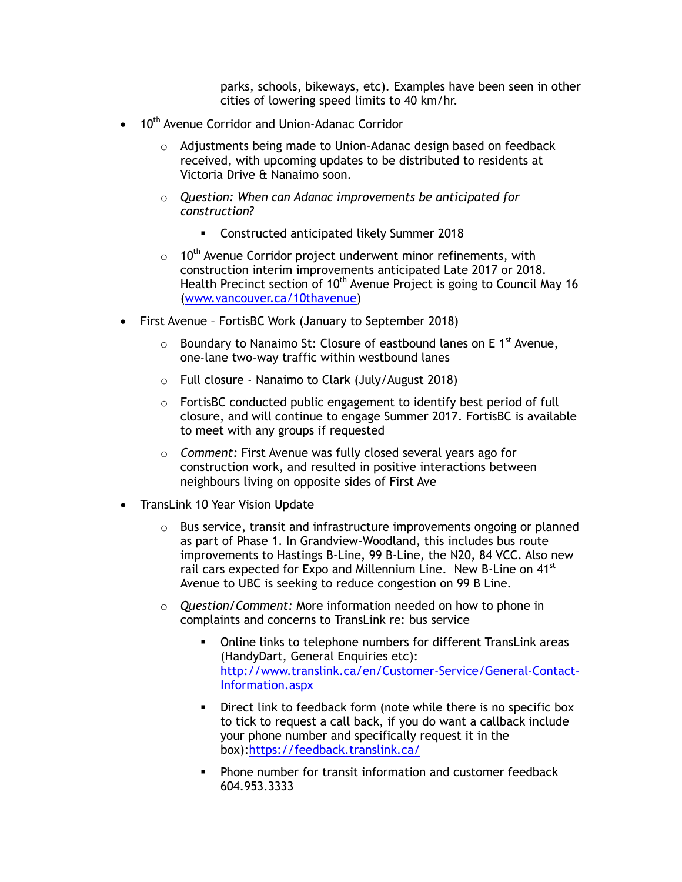parks, schools, bikeways, etc). Examples have been seen in other cities of lowering speed limits to 40 km/hr.

- 10th Avenue Corridor and Union-Adanac Corridor
    - Adjustments being made to Union-Adanac design based on feedback received, with upcoming updates to be distributed to residents at Victoria Drive & Nanaimo soon.
    - *Question: When can Adanac improvements be anticipated for construction?*
        - Constructed anticipated likely Summer 2018
    - 10th Avenue Corridor project underwent minor refinements, with construction interim improvements anticipated Late 2017 or 2018. Health Precinct section of 10th Avenue Project is going to Council May 16 ([www.vancouver.ca/10thavenue](www.vancouver.ca/10thavenue))
- First Avenue – FortisBC Work (January to September 2018)
    - Boundary to Nanaimo St: Closure of eastbound lanes on E 1st Avenue, one-lane two-way traffic within westbound lanes
    - Full closure - Nanaimo to Clark (July/August 2018)
    - FortisBC conducted public engagement to identify best period of full closure, and will continue to engage Summer 2017. FortisBC is available to meet with any groups if requested
    - *Comment:* First Avenue was fully closed several years ago for construction work, and resulted in positive interactions between neighbours living on opposite sides of First Ave
- TransLink 10 Year Vision Update
    - Bus service, transit and infrastructure improvements ongoing or planned as part of Phase 1. In Grandview-Woodland, this includes bus route improvements to Hastings B-Line, 99 B-Line, the N20, 84 VCC. Also new rail cars expected for Expo and Millennium Line. New B-Line on 41st Avenue to UBC is seeking to reduce congestion on 99 B Line.
    - *Question/Comment:* More information needed on how to phone in complaints and concerns to TransLink re: bus service
        - Online links to telephone numbers for different TransLink areas (HandyDart, General Enquiries etc): [http://www.translink.ca/en/Customer-Service/General-Contact-Information.aspx](http://www.translink.ca/en/Customer-Service/General-Contact-Information.aspx)
        - Direct link to feedback form (note while there is no specific box to tick to request a call back, if you do want a callback include your phone number and specifically request it in the box):[https://feedback.translink.ca/](https://feedback.translink.ca/)
        - Phone number for transit information and customer feedback 604.953.3333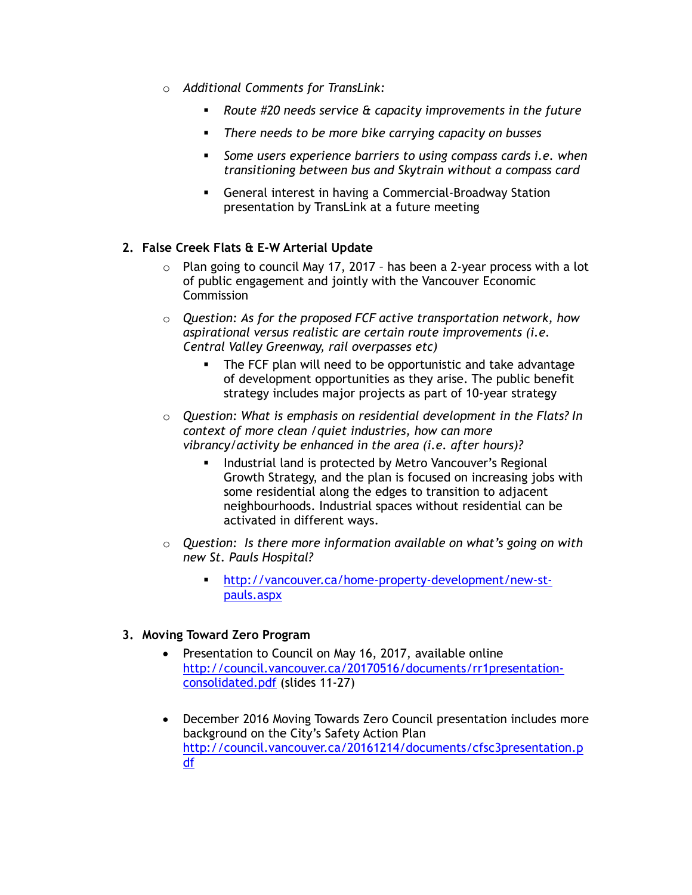- *Additional Comments for TransLink:*
  - *Route #20 needs service & capacity improvements in the future*
  - *There needs to be more bike carrying capacity on busses*
  - *Some users experience barriers to using compass cards i.e. when transitioning between bus and Skytrain without a compass card*
  - General interest in having a Commercial-Broadway Station presentation by TransLink at a future meeting

2. **False Creek Flats & E-W Arterial Update**
   - Plan going to council May 17, 2017 – has been a 2-year process with a lot of public engagement and jointly with the Vancouver Economic Commission
   - *Question: As for the proposed FCF active transportation network, how aspirational versus realistic are certain route improvements (i.e. Central Valley Greenway, rail overpasses etc)*
     - The FCF plan will need to be opportunistic and take advantage of development opportunities as they arise. The public benefit strategy includes major projects as part of 10-year strategy
   - *Question: What is emphasis on residential development in the Flats? In context of more clean /quiet industries, how can more vibrancy/activity be enhanced in the area (i.e. after hours)?*
     - Industrial land is protected by Metro Vancouver's Regional Growth Strategy, and the plan is focused on increasing jobs with some residential along the edges to transition to adjacent neighbourhoods. Industrial spaces without residential can be activated in different ways.
   - *Question: Is there more information available on what's going on with new St. Pauls Hospital?*
     - http://vancouver.ca/home-property-development/new-st-pauls.aspx

3. **Moving Toward Zero Program**
   - Presentation to Council on May 16, 2017, available online http://council.vancouver.ca/20170516/documents/rr1presentation-consolidated.pdf (slides 11-27)
   - December 2016 Moving Towards Zero Council presentation includes more background on the City's Safety Action Plan http://council.vancouver.ca/20161214/documents/cfsc3presentation.pdf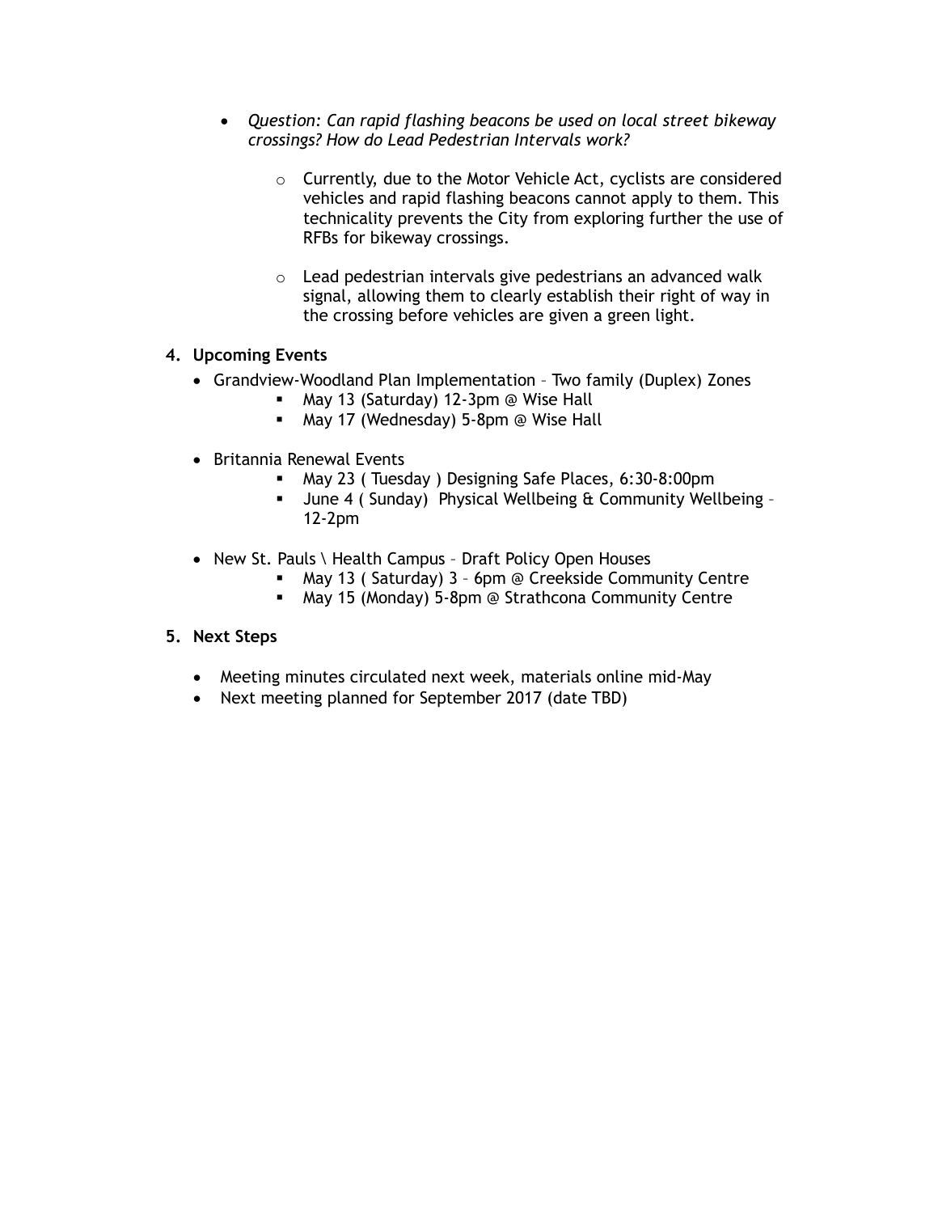- *Question: Can rapid flashing beacons be used on local street bikeway crossings? How do Lead Pedestrian Intervals work?*
    - Currently, due to the Motor Vehicle Act, cyclists are considered vehicles and rapid flashing beacons cannot apply to them. This technicality prevents the City from exploring further the use of RFBs for bikeway crossings.
    - Lead pedestrian intervals give pedestrians an advanced walk signal, allowing them to clearly establish their right of way in the crossing before vehicles are given a green light.

4. **Upcoming Events**

- Grandview-Woodland Plan Implementation – Two family (Duplex) Zones
    - May 13 (Saturday) 12-3pm @ Wise Hall
    - May 17 (Wednesday) 5-8pm @ Wise Hall
- Britannia Renewal Events
    - May 23 ( Tuesday ) Designing Safe Places, 6:30-8:00pm
    - June 4 ( Sunday) Physical Wellbeing & Community Wellbeing – 12-2pm
- New St. Pauls \ Health Campus – Draft Policy Open Houses
    - May 13 ( Saturday) 3 – 6pm @ Creekside Community Centre
    - May 15 (Monday) 5-8pm @ Strathcona Community Centre

5. **Next Steps**

- Meeting minutes circulated next week, materials online mid-May
- Next meeting planned for September 2017 (date TBD)